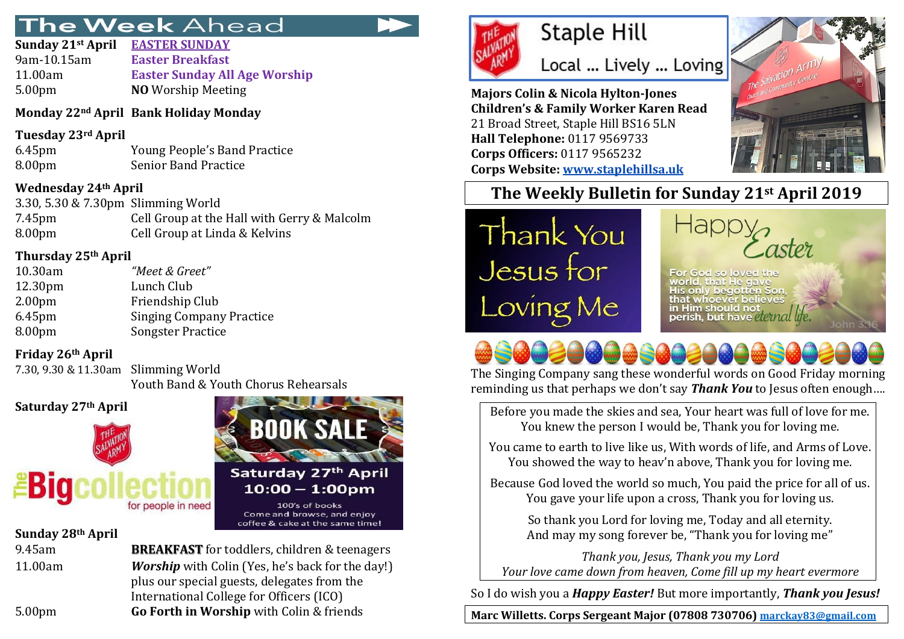# The Week Ahead

**Sunday 21st April** — **EASTER SUNDAY**

9am-10.15am — **Easter Breakfast**
11.00am — **Easter Sunday All Age Worship**
5.00pm — **NO** Worship Meeting

**Monday 22nd April** — **Bank Holiday Monday**

**Tuesday 23rd April**
6.45pm — Young People's Band Practice
8.00pm — Senior Band Practice

**Wednesday 24th April**
3.30, 5.30 & 7.30pm — Slimming World
7.45pm — Cell Group at the Hall with Gerry & Malcolm
8.00pm — Cell Group at Linda & Kelvins

**Thursday 25th April**
10.30am — *"Meet & Greet"*
12.30pm — Lunch Club
2.00pm — Friendship Club
6.45pm — Singing Company Practice
8.00pm — Songster Practice

**Friday 26th April**
7.30, 9.30 & 11.30am — Slimming World
Youth Band & Youth Chorus Rehearsals

**Saturday 27th April**

The Salvation Army — The Big collection for people in need

BOOK SALE
Saturday 27th April
10:00 – 1:00pm
100's of books
Come and browse, and enjoy coffee & cake at the same time!

**Sunday 28th April**
9.45am — **BREAKFAST** for toddlers, children & teenagers
11.00am — ***Worship*** with Colin (Yes, he's back for the day!) plus our special guests, delegates from the International College for Officers (ICO)
5.00pm — **Go Forth in Worship** with Colin & friends

# The Salvation Army Staple Hill

Local ... Lively ... Loving

**Majors Colin & Nicola Hylton-Jones**
**Children's & Family Worker Karen Read**
21 Broad Street, Staple Hill BS16 5LN
**Hall Telephone:** 0117 9569733
**Corps Officers:** 0117 9565232
**Corps Website: www.staplehillsa.uk**

## The Weekly Bulletin for Sunday 21st April 2019

Thank You Jesus for Loving Me

Happy Easter
For God so loved the world, that He gave His only begotten Son, that whoever believes in Him should not perish, but have eternal life. John 3:16

The Singing Company sang these wonderful words on Good Friday morning reminding us that perhaps we don't say ***Thank You*** to Jesus often enough….

Before you made the skies and sea, Your heart was full of love for me.
You knew the person I would be, Thank you for loving me.

You came to earth to live like us, With words of life, and Arms of Love.
You showed the way to heav'n above, Thank you for loving me.

Because God loved the world so much, You paid the price for all of us.
You gave your life upon a cross, Thank you for loving us.

So thank you Lord for loving me, Today and all eternity.
And may my song forever be, "Thank you for loving me"

*Thank you, Jesus, Thank you my Lord*
*Your love came down from heaven, Come fill up my heart evermore*

So I do wish you a ***Happy Easter!*** But more importantly, ***Thank you Jesus!***

**Marc Willetts. Corps Sergeant Major (07808 730706)** marckay83@gmail.com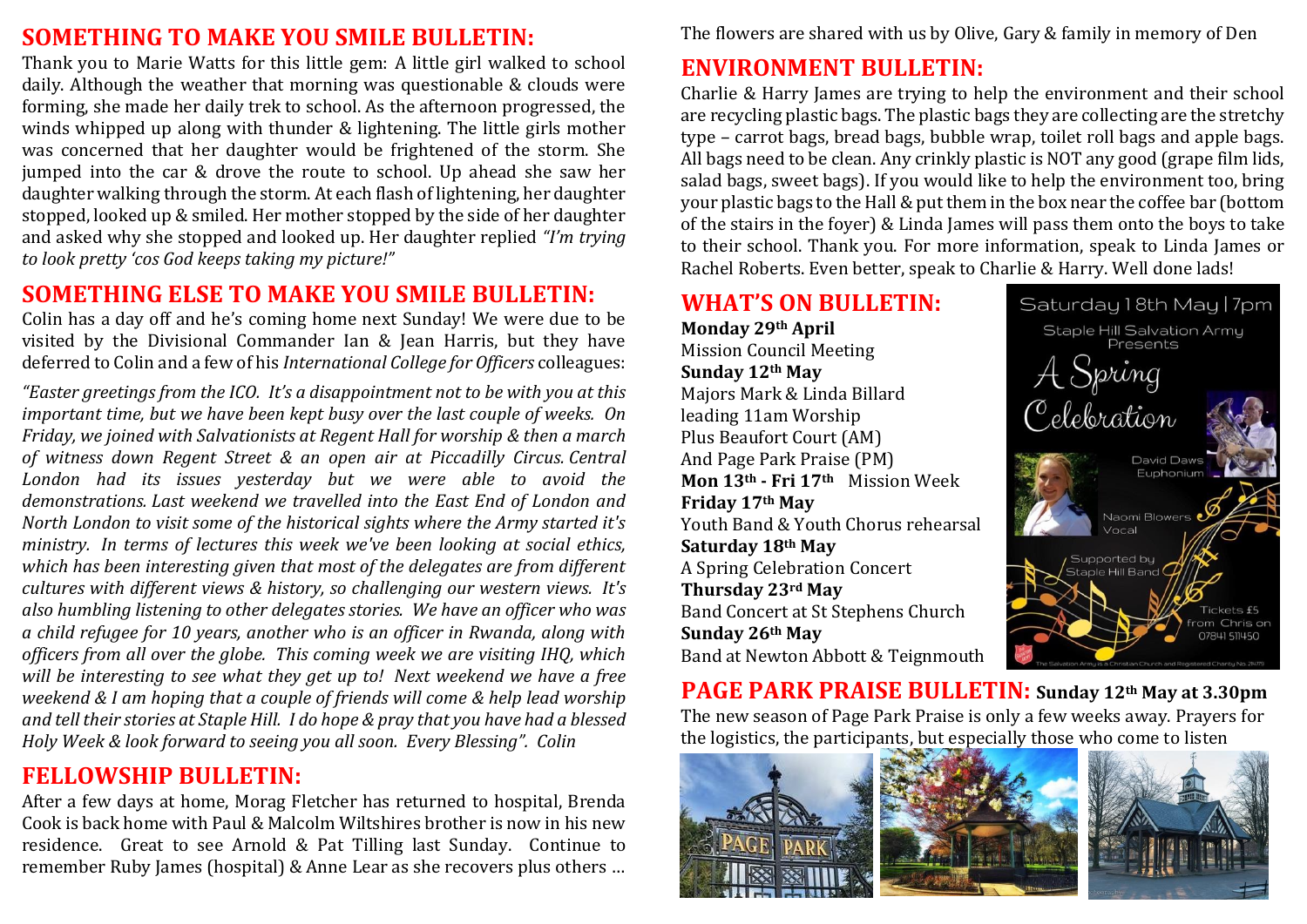## SOMETHING TO MAKE YOU SMILE BULLETIN:

Thank you to Marie Watts for this little gem: A little girl walked to school daily. Although the weather that morning was questionable & clouds were forming, she made her daily trek to school. As the afternoon progressed, the winds whipped up along with thunder & lightening. The little girls mother was concerned that her daughter would be frightened of the storm. She jumped into the car & drove the route to school. Up ahead she saw her daughter walking through the storm. At each flash of lightening, her daughter stopped, looked up & smiled. Her mother stopped by the side of her daughter and asked why she stopped and looked up. Her daughter replied *"I'm trying to look pretty 'cos God keeps taking my picture!"*

## SOMETHING ELSE TO MAKE YOU SMILE BULLETIN:

Colin has a day off and he's coming home next Sunday! We were due to be visited by the Divisional Commander Ian & Jean Harris, but they have deferred to Colin and a few of his *International College for Officers* colleagues:

*"Easter greetings from the ICO. It's a disappointment not to be with you at this important time, but we have been kept busy over the last couple of weeks. On Friday, we joined with Salvationists at Regent Hall for worship & then a march of witness down Regent Street & an open air at Piccadilly Circus. Central London had its issues yesterday but we were able to avoid the demonstrations. Last weekend we travelled into the East End of London and North London to visit some of the historical sights where the Army started it's ministry. In terms of lectures this week we've been looking at social ethics, which has been interesting given that most of the delegates are from different cultures with different views & history, so challenging our western views. It's also humbling listening to other delegates stories. We have an officer who was a child refugee for 10 years, another who is an officer in Rwanda, along with officers from all over the globe. This coming week we are visiting IHQ, which will be interesting to see what they get up to! Next weekend we have a free weekend & I am hoping that a couple of friends will come & help lead worship and tell their stories at Staple Hill. I do hope & pray that you have had a blessed Holy Week & look forward to seeing you all soon. Every Blessing". Colin*

## FELLOWSHIP BULLETIN:

After a few days at home, Morag Fletcher has returned to hospital, Brenda Cook is back home with Paul & Malcolm Wiltshires brother is now in his new residence. Great to see Arnold & Pat Tilling last Sunday. Continue to remember Ruby James (hospital) & Anne Lear as she recovers plus others …

The flowers are shared with us by Olive, Gary & family in memory of Den

## ENVIRONMENT BULLETIN:

Charlie & Harry James are trying to help the environment and their school are recycling plastic bags. The plastic bags they are collecting are the stretchy type – carrot bags, bread bags, bubble wrap, toilet roll bags and apple bags. All bags need to be clean. Any crinkly plastic is NOT any good (grape film lids, salad bags, sweet bags). If you would like to help the environment too, bring your plastic bags to the Hall & put them in the box near the coffee bar (bottom of the stairs in the foyer) & Linda James will pass them onto the boys to take to their school. Thank you. For more information, speak to Linda James or Rachel Roberts. Even better, speak to Charlie & Harry. Well done lads!

## WHAT'S ON BULLETIN:

**Monday 29th April**
Mission Council Meeting
**Sunday 12th May**
Majors Mark & Linda Billard leading 11am Worship
Plus Beaufort Court (AM)
And Page Park Praise (PM)
**Mon 13th - Fri 17th** Mission Week
**Friday 17th May**
Youth Band & Youth Chorus rehearsal
**Saturday 18th May**
A Spring Celebration Concert
**Thursday 23rd May**
Band Concert at St Stephens Church
**Sunday 26th May**
Band at Newton Abbott & Teignmouth

Saturday 18th May | 7pm
Staple Hill Salvation Army Presents
A Spring Celebration
David Daws Euphonium
Naomi Blowers Vocal
Supported by Staple Hill Band
Tickets £5 from Chris on 07841 511450

## PAGE PARK PRAISE BULLETIN: Sunday 12th May at 3.30pm

The new season of Page Park Praise is only a few weeks away. Prayers for the logistics, the participants, but especially those who come to listen